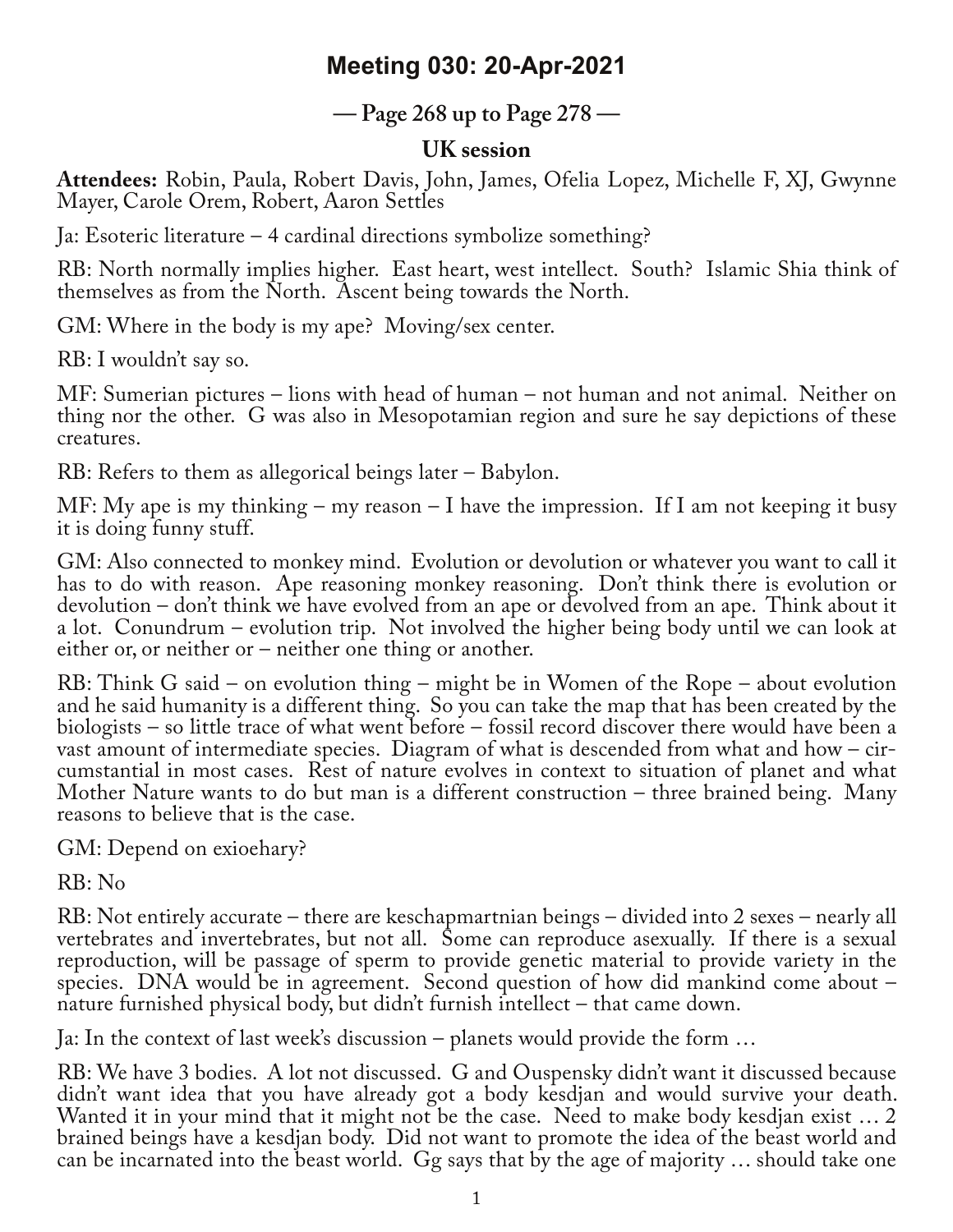# Meeting 030: 20-Apr-2021

## — Page 268 up to Page 278 —

### UK session

**Attendees:** Robin, Paula, Robert Davis, John, James, Ofelia Lopez, Michelle F, XJ, Gwynne Mayer, Carole Orem, Robert, Aaron Settles

Ja: Esoteric literature – 4 cardinal directions symbolize something?

RB: North normally implies higher. East heart, west intellect. South? Islamic Shia think of themselves as from the North. Ascent being towards the North.

GM: Where in the body is my ape? Moving/sex center.

RB: I wouldn't say so.

MF: Sumerian pictures – lions with head of human – not human and not animal. Neither on thing nor the other. G was also in Mesopotamian region and sure he say depictions of these creatures.

RB: Refers to them as allegorical beings later – Babylon.

MF: My ape is my thinking – my reason – I have the impression. If I am not keeping it busy it is doing funny stuff.

GM: Also connected to monkey mind. Evolution or devolution or whatever you want to call it has to do with reason. Ape reasoning monkey reasoning. Don't think there is evolution or devolution – don't think we have evolved from an ape or devolved from an ape. Think about it a lot. Conundrum – evolution trip. Not involved the higher being body until we can look at either or, or neither or – neither one thing or another.

RB: Think G said – on evolution thing – might be in Women of the Rope – about evolution and he said humanity is a different thing. So you can take the map that has been created by the biologists – so little trace of what went before – fossil record discover there would have been a vast amount of intermediate species. Diagram of what is descended from what and how – circumstantial in most cases. Rest of nature evolves in context to situation of planet and what Mother Nature wants to do but man is a different construction – three brained being. Many reasons to believe that is the case.

GM: Depend on exioehary?

RB: No

RB: Not entirely accurate – there are keschapmartnian beings – divided into 2 sexes – nearly all vertebrates and invertebrates, but not all. Some can reproduce asexually. If there is a sexual reproduction, will be passage of sperm to provide genetic material to provide variety in the species. DNA would be in agreement. Second question of how did mankind come about – nature furnished physical body, but didn't furnish intellect – that came down.

Ja: In the context of last week's discussion – planets would provide the form …

RB: We have 3 bodies. A lot not discussed. G and Ouspensky didn't want it discussed because didn't want idea that you have already got a body kesdjan and would survive your death. Wanted it in your mind that it might not be the case. Need to make body kesdjan exist … 2 brained beings have a kesdjan body. Did not want to promote the idea of the beast world and can be incarnated into the beast world. Gg says that by the age of majority … should take one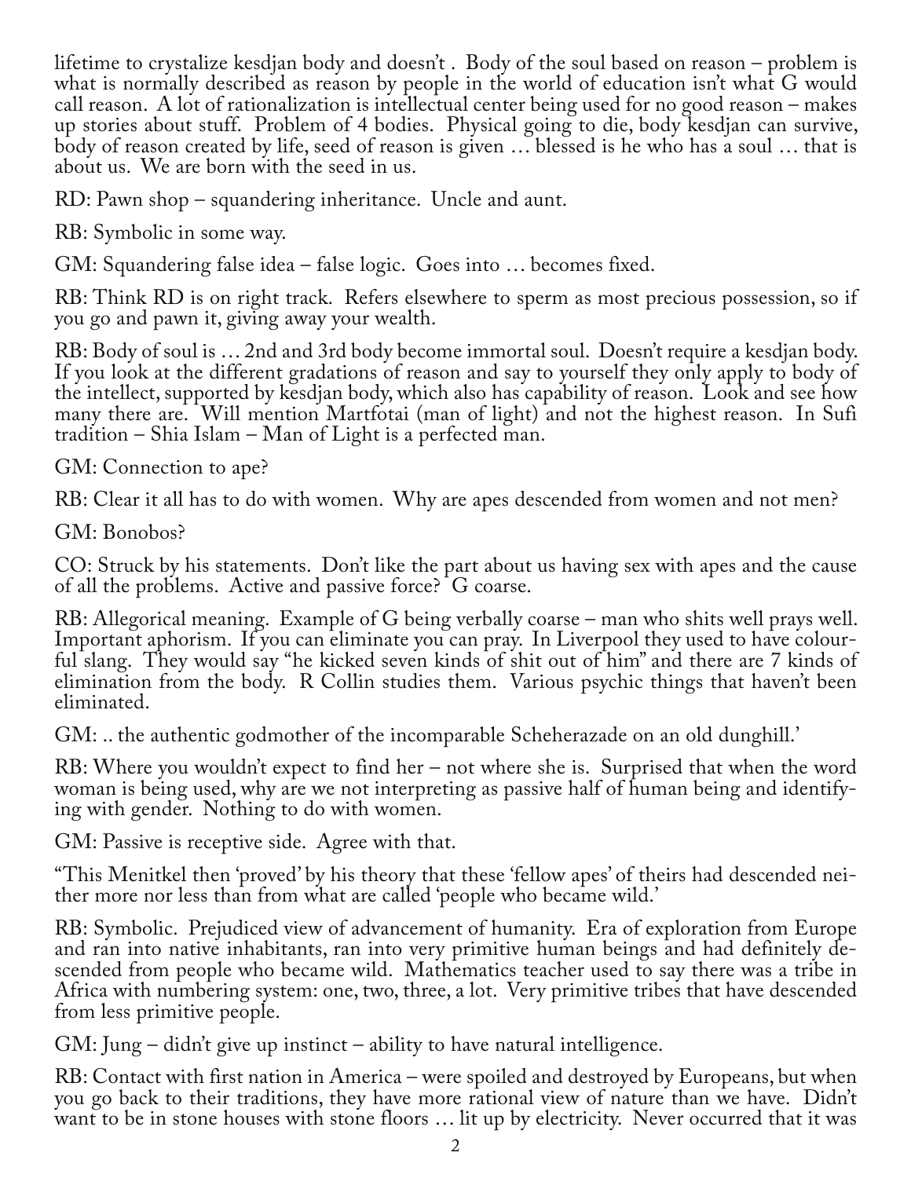lifetime to crystalize kesdjan body and doesn't . Body of the soul based on reason – problem is what is normally described as reason by people in the world of education isn't what G would call reason. A lot of rationalization is intellectual center being used for no good reason – makes up stories about stuff. Problem of 4 bodies. Physical going to die, body kesdjan can survive, body of reason created by life, seed of reason is given … blessed is he who has a soul … that is about us. We are born with the seed in us.

RD: Pawn shop – squandering inheritance. Uncle and aunt.

RB: Symbolic in some way.

GM: Squandering false idea – false logic. Goes into … becomes fixed.

RB: Think RD is on right track. Refers elsewhere to sperm as most precious possession, so if you go and pawn it, giving away your wealth.

RB: Body of soul is … 2nd and 3rd body become immortal soul. Doesn't require a kesdjan body. If you look at the different gradations of reason and say to yourself they only apply to body of the intellect, supported by kesdjan body, which also has capability of reason. Look and see how many there are. Will mention Martfotai (man of light) and not the highest reason. In Sufi tradition – Shia Islam – Man of Light is a perfected man.

GM: Connection to ape?

RB: Clear it all has to do with women. Why are apes descended from women and not men?

GM: Bonobos?

CO: Struck by his statements. Don't like the part about us having sex with apes and the cause of all the problems. Active and passive force? G coarse.

RB: Allegorical meaning. Example of G being verbally coarse – man who shits well prays well. Important aphorism. If you can eliminate you can pray. In Liverpool they used to have colourful slang. They would say "he kicked seven kinds of shit out of him" and there are 7 kinds of elimination from the body. R Collin studies them. Various psychic things that haven't been eliminated.

GM: .. the authentic godmother of the incomparable Scheherazade on an old dunghill.'

RB: Where you wouldn't expect to find her – not where she is. Surprised that when the word woman is being used, why are we not interpreting as passive half of human being and identifying with gender. Nothing to do with women.

GM: Passive is receptive side. Agree with that.

"This Menitkel then 'proved' by his theory that these 'fellow apes' of theirs had descended neither more nor less than from what are called 'people who became wild.'

RB: Symbolic. Prejudiced view of advancement of humanity. Era of exploration from Europe and ran into native inhabitants, ran into very primitive human beings and had definitely descended from people who became wild. Mathematics teacher used to say there was a tribe in Africa with numbering system: one, two, three, a lot. Very primitive tribes that have descended from less primitive people.

GM: Jung – didn't give up instinct – ability to have natural intelligence.

RB: Contact with first nation in America – were spoiled and destroyed by Europeans, but when you go back to their traditions, they have more rational view of nature than we have. Didn't want to be in stone houses with stone floors … lit up by electricity. Never occurred that it was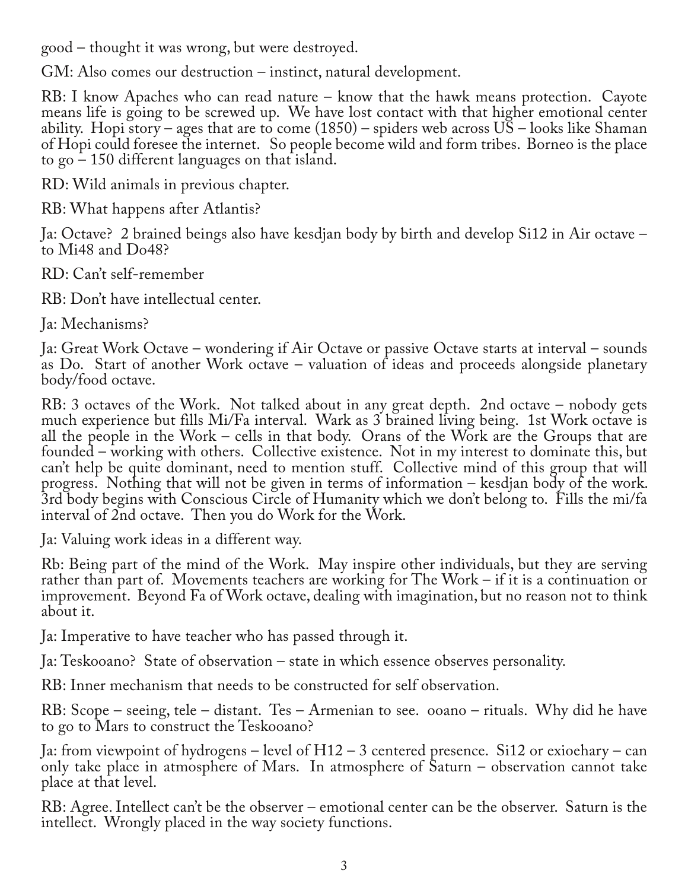good – thought it was wrong, but were destroyed.

GM: Also comes our destruction – instinct, natural development.

RB: I know Apaches who can read nature – know that the hawk means protection. Cayote means life is going to be screwed up. We have lost contact with that higher emotional center ability. Hopi story – ages that are to come (1850) – spiders web across US – looks like Shaman of Hopi could foresee the internet. So people become wild and form tribes. Borneo is the place to go – 150 different languages on that island.

RD: Wild animals in previous chapter.

RB: What happens after Atlantis?

Ja: Octave? 2 brained beings also have kesdjan body by birth and develop Si12 in Air octave – to Mi48 and Do48?

RD: Can't self-remember

RB: Don't have intellectual center.

Ja: Mechanisms?

Ja: Great Work Octave – wondering if Air Octave or passive Octave starts at interval – sounds as Do. Start of another Work octave – valuation of ideas and proceeds alongside planetary body/food octave.

RB: 3 octaves of the Work. Not talked about in any great depth. 2nd octave – nobody gets much experience but fills Mi/Fa interval. Wark as 3 brained living being. 1st Work octave is all the people in the Work – cells in that body. Orans of the Work are the Groups that are founded – working with others. Collective existence. Not in my interest to dominate this, but can't help be quite dominant, need to mention stuff. Collective mind of this group that will progress. Nothing that will not be given in terms of information – kesdjan body of the work. 3rd body begins with Conscious Circle of Humanity which we don't belong to. Fills the mi/fa interval of 2nd octave. Then you do Work for the Work.

Ja: Valuing work ideas in a different way.

Rb: Being part of the mind of the Work. May inspire other individuals, but they are serving rather than part of. Movements teachers are working for The Work – if it is a continuation or improvement. Beyond Fa of Work octave, dealing with imagination, but no reason not to think about it.

Ja: Imperative to have teacher who has passed through it.

Ja: Teskooano? State of observation – state in which essence observes personality.

RB: Inner mechanism that needs to be constructed for self observation.

RB: Scope – seeing, tele – distant. Tes – Armenian to see. ooano – rituals. Why did he have to go to Mars to construct the Teskooano?

Ja: from viewpoint of hydrogens – level of H12 – 3 centered presence. Si12 or exioehary – can only take place in atmosphere of Mars. In atmosphere of Saturn – observation cannot take place at that level.

RB: Agree. Intellect can't be the observer – emotional center can be the observer. Saturn is the intellect. Wrongly placed in the way society functions.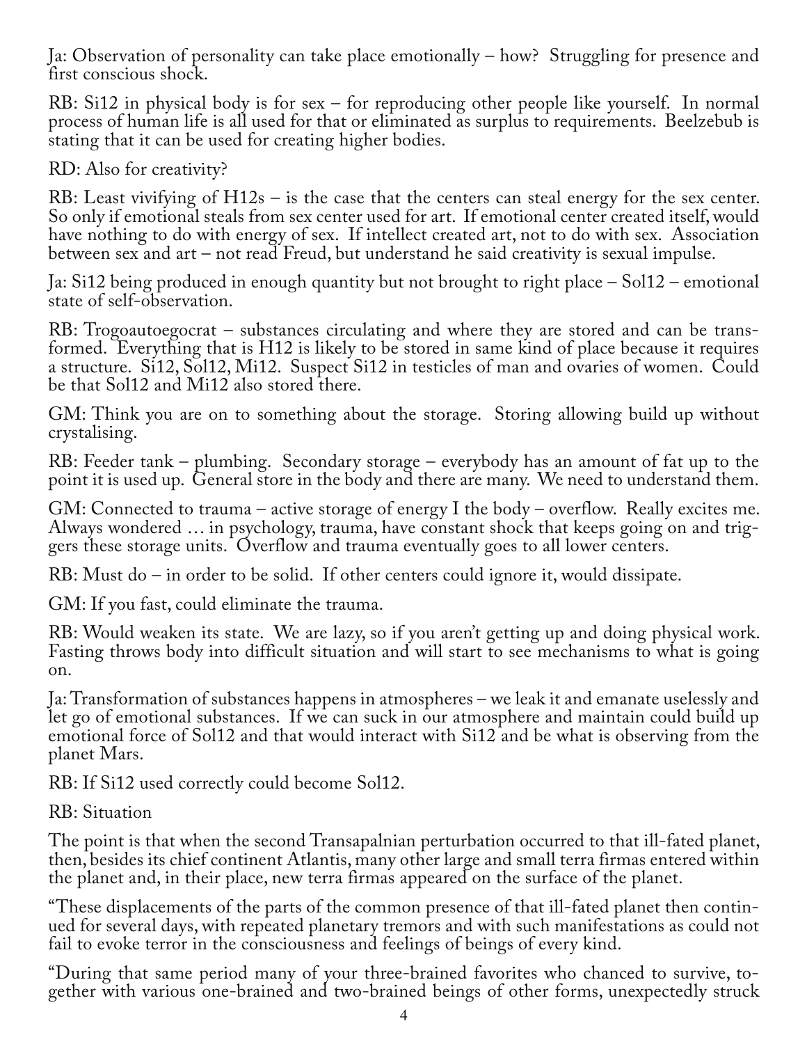Ja: Observation of personality can take place emotionally – how? Struggling for presence and first conscious shock.

RB: Si12 in physical body is for sex – for reproducing other people like yourself. In normal process of human life is all used for that or eliminated as surplus to requirements. Beelzebub is stating that it can be used for creating higher bodies.

RD: Also for creativity?

RB: Least vivifying of H12s – is the case that the centers can steal energy for the sex center. So only if emotional steals from sex center used for art. If emotional center created itself, would have nothing to do with energy of sex. If intellect created art, not to do with sex. Association between sex and art – not read Freud, but understand he said creativity is sexual impulse.

Ja: Si12 being produced in enough quantity but not brought to right place – Sol12 – emotional state of self-observation.

RB: Trogoautoegocrat – substances circulating and where they are stored and can be transformed. Everything that is H12 is likely to be stored in same kind of place because it requires a structure. Si12, Sol12, Mi12. Suspect Si12 in testicles of man and ovaries of women. Could be that Sol12 and Mi12 also stored there.

GM: Think you are on to something about the storage. Storing allowing build up without crystalising.

RB: Feeder tank – plumbing. Secondary storage – everybody has an amount of fat up to the point it is used up. General store in the body and there are many. We need to understand them.

GM: Connected to trauma – active storage of energy I the body – overflow. Really excites me. Always wondered … in psychology, trauma, have constant shock that keeps going on and triggers these storage units. Overflow and trauma eventually goes to all lower centers.

RB: Must do – in order to be solid. If other centers could ignore it, would dissipate.

GM: If you fast, could eliminate the trauma.

RB: Would weaken its state. We are lazy, so if you aren't getting up and doing physical work. Fasting throws body into difficult situation and will start to see mechanisms to what is going on.

Ja: Transformation of substances happens in atmospheres – we leak it and emanate uselessly and let go of emotional substances. If we can suck in our atmosphere and maintain could build up emotional force of Sol12 and that would interact with Si12 and be what is observing from the planet Mars.

RB: If Si12 used correctly could become Sol12.

RB: Situation

The point is that when the second Transapalnian perturbation occurred to that ill-fated planet, then, besides its chief continent Atlantis, many other large and small terra firmas entered within the planet and, in their place, new terra firmas appeared on the surface of the planet.

"These displacements of the parts of the common presence of that ill-fated planet then continued for several days, with repeated planetary tremors and with such manifestations as could not fail to evoke terror in the consciousness and feelings of beings of every kind.

"During that same period many of your three-brained favorites who chanced to survive, together with various one-brained and two-brained beings of other forms, unexpectedly struck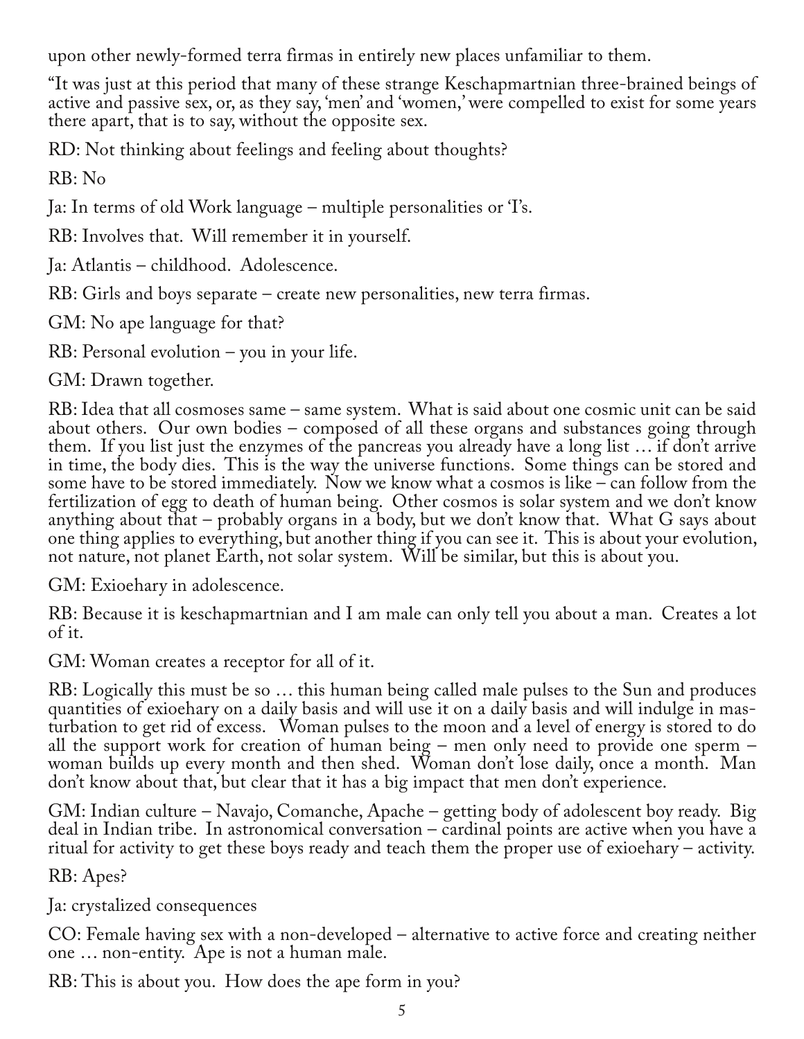upon other newly-formed terra firmas in entirely new places unfamiliar to them.

"It was just at this period that many of these strange Keschapmartnian three-brained beings of active and passive sex, or, as they say, 'men' and 'women,' were compelled to exist for some years there apart, that is to say, without the opposite sex.

RD: Not thinking about feelings and feeling about thoughts?

RB: No

Ja: In terms of old Work language – multiple personalities or 'I's.

RB: Involves that. Will remember it in yourself.

Ja: Atlantis – childhood. Adolescence.

RB: Girls and boys separate – create new personalities, new terra firmas.

GM: No ape language for that?

RB: Personal evolution – you in your life.

GM: Drawn together.

RB: Idea that all cosmoses same – same system. What is said about one cosmic unit can be said about others. Our own bodies – composed of all these organs and substances going through them. If you list just the enzymes of the pancreas you already have a long list … if don't arrive in time, the body dies. This is the way the universe functions. Some things can be stored and some have to be stored immediately. Now we know what a cosmos is like – can follow from the fertilization of egg to death of human being. Other cosmos is solar system and we don't know anything about that – probably organs in a body, but we don't know that. What G says about one thing applies to everything, but another thing if you can see it. This is about your evolution, not nature, not planet Earth, not solar system. Will be similar, but this is about you.

GM: Exioehary in adolescence.

RB: Because it is keschapmartnian and I am male can only tell you about a man. Creates a lot of it.

GM: Woman creates a receptor for all of it.

RB: Logically this must be so … this human being called male pulses to the Sun and produces quantities of exioehary on a daily basis and will use it on a daily basis and will indulge in masturbation to get rid of excess. Woman pulses to the moon and a level of energy is stored to do all the support work for creation of human being – men only need to provide one sperm – woman builds up every month and then shed. Woman don't lose daily, once a month. Man don't know about that, but clear that it has a big impact that men don't experience.

GM: Indian culture – Navajo, Comanche, Apache – getting body of adolescent boy ready. Big deal in Indian tribe. In astronomical conversation – cardinal points are active when you have a ritual for activity to get these boys ready and teach them the proper use of exioehary – activity.

RB: Apes?

Ja: crystalized consequences

CO: Female having sex with a non-developed – alternative to active force and creating neither one … non-entity. Ape is not a human male.

RB: This is about you. How does the ape form in you?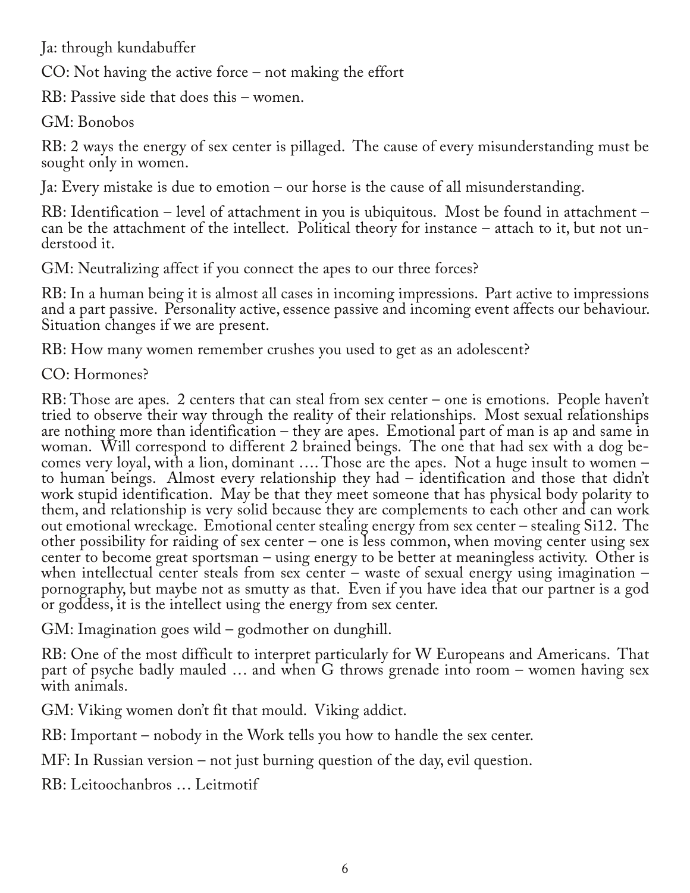Ja: through kundabuffer

CO: Not having the active force – not making the effort

RB: Passive side that does this – women.

GM: Bonobos

RB: 2 ways the energy of sex center is pillaged. The cause of every misunderstanding must be sought only in women.

Ja: Every mistake is due to emotion – our horse is the cause of all misunderstanding.

RB: Identification – level of attachment in you is ubiquitous. Most be found in attachment – can be the attachment of the intellect. Political theory for instance – attach to it, but not understood it.

GM: Neutralizing affect if you connect the apes to our three forces?

RB: In a human being it is almost all cases in incoming impressions. Part active to impressions and a part passive. Personality active, essence passive and incoming event affects our behaviour. Situation changes if we are present.

RB: How many women remember crushes you used to get as an adolescent?

CO: Hormones?

RB: Those are apes. 2 centers that can steal from sex center – one is emotions. People haven't tried to observe their way through the reality of their relationships. Most sexual relationships are nothing more than identification – they are apes. Emotional part of man is ap and same in woman. Will correspond to different 2 brained beings. The one that had sex with a dog becomes very loyal, with a lion, dominant …. Those are the apes. Not a huge insult to women – to human beings. Almost every relationship they had – identification and those that didn't work stupid identification. May be that they meet someone that has physical body polarity to them, and relationship is very solid because they are complements to each other and can work out emotional wreckage. Emotional center stealing energy from sex center – stealing Si12. The other possibility for raiding of sex center – one is less common, when moving center using sex center to become great sportsman – using energy to be better at meaningless activity. Other is when intellectual center steals from sex center – waste of sexual energy using imagination – pornography, but maybe not as smutty as that. Even if you have idea that our partner is a god or goddess, it is the intellect using the energy from sex center.

GM: Imagination goes wild – godmother on dunghill.

RB: One of the most difficult to interpret particularly for W Europeans and Americans. That part of psyche badly mauled … and when G throws grenade into room – women having sex with animals.

GM: Viking women don't fit that mould. Viking addict.

RB: Important – nobody in the Work tells you how to handle the sex center.

MF: In Russian version – not just burning question of the day, evil question.

RB: Leitoochanbros … Leitmotif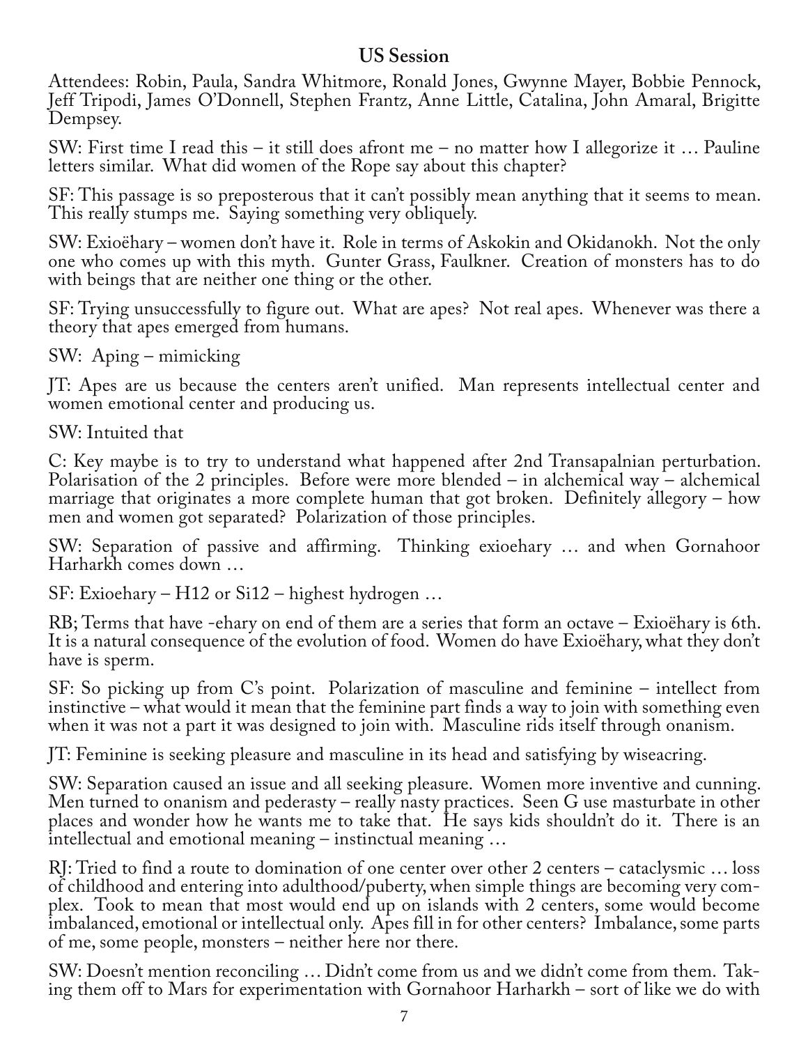## US Session

Attendees: Robin, Paula, Sandra Whitmore, Ronald Jones, Gwynne Mayer, Bobbie Pennock, Jeff Tripodi, James O'Donnell, Stephen Frantz, Anne Little, Catalina, John Amaral, Brigitte Dempsey.

SW: First time I read this – it still does afront me – no matter how I allegorize it … Pauline letters similar. What did women of the Rope say about this chapter?

SF: This passage is so preposterous that it can't possibly mean anything that it seems to mean. This really stumps me. Saying something very obliquely.

SW: Exioëhary – women don't have it. Role in terms of Askokin and Okidanokh. Not the only one who comes up with this myth. Gunter Grass, Faulkner. Creation of monsters has to do with beings that are neither one thing or the other.

SF: Trying unsuccessfully to figure out. What are apes? Not real apes. Whenever was there a theory that apes emerged from humans.

SW: Aping – mimicking

JT: Apes are us because the centers aren't unified. Man represents intellectual center and women emotional center and producing us.

SW: Intuited that

C: Key maybe is to try to understand what happened after 2nd Transapalnian perturbation. Polarisation of the 2 principles. Before were more blended – in alchemical way – alchemical marriage that originates a more complete human that got broken. Definitely allegory – how men and women got separated? Polarization of those principles.

SW: Separation of passive and affirming. Thinking exioehary … and when Gornahoor Harharkh comes down …

SF: Exioehary – H12 or Si12 – highest hydrogen …

RB; Terms that have -ehary on end of them are a series that form an octave – Exioëhary is 6th. It is a natural consequence of the evolution of food. Women do have Exioëhary, what they don't have is sperm.

SF: So picking up from C's point. Polarization of masculine and feminine – intellect from instinctive – what would it mean that the feminine part finds a way to join with something even when it was not a part it was designed to join with. Masculine rids itself through onanism.

JT: Feminine is seeking pleasure and masculine in its head and satisfying by wiseacring.

SW: Separation caused an issue and all seeking pleasure. Women more inventive and cunning. Men turned to onanism and pederasty – really nasty practices. Seen G use masturbate in other places and wonder how he wants me to take that. He says kids shouldn't do it. There is an intellectual and emotional meaning – instinctual meaning …

RJ: Tried to find a route to domination of one center over other 2 centers – cataclysmic … loss of childhood and entering into adulthood/puberty, when simple things are becoming very complex. Took to mean that most would end up on islands with 2 centers, some would become imbalanced, emotional or intellectual only. Apes fill in for other centers? Imbalance, some parts of me, some people, monsters – neither here nor there.

SW: Doesn't mention reconciling … Didn't come from us and we didn't come from them. Taking them off to Mars for experimentation with Gornahoor Harharkh – sort of like we do with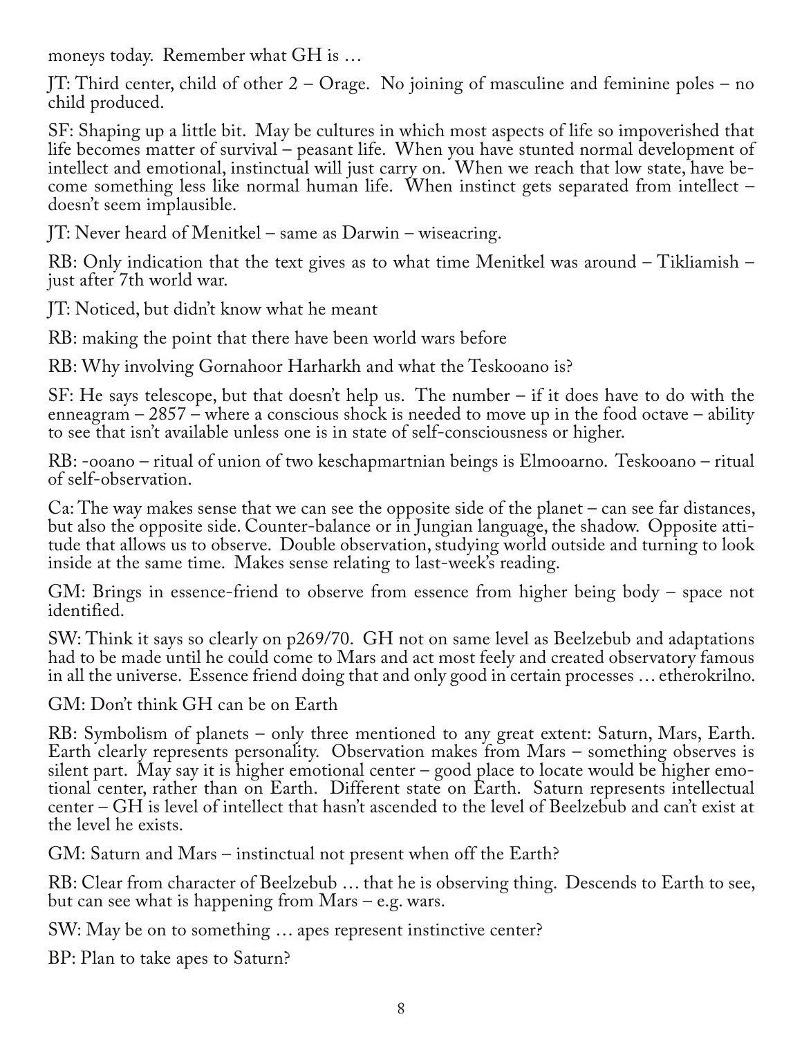moneys today. Remember what GH is …

JT: Third center, child of other 2 – Orage. No joining of masculine and feminine poles – no child produced.

SF: Shaping up a little bit. May be cultures in which most aspects of life so impoverished that life becomes matter of survival – peasant life. When you have stunted normal development of intellect and emotional, instinctual will just carry on. When we reach that low state, have become something less like normal human life. When instinct gets separated from intellect – doesn't seem implausible.

JT: Never heard of Menitkel – same as Darwin – wiseacring.

RB: Only indication that the text gives as to what time Menitkel was around – Tikliamish – just after 7th world war.

JT: Noticed, but didn't know what he meant

RB: making the point that there have been world wars before

RB: Why involving Gornahoor Harharkh and what the Teskooano is?

SF: He says telescope, but that doesn't help us. The number – if it does have to do with the enneagram – 2857 – where a conscious shock is needed to move up in the food octave – ability to see that isn't available unless one is in state of self-consciousness or higher.

RB: -ooano – ritual of union of two keschapmartnian beings is Elmooarno. Teskooano – ritual of self-observation.

Ca: The way makes sense that we can see the opposite side of the planet – can see far distances, but also the opposite side. Counter-balance or in Jungian language, the shadow. Opposite attitude that allows us to observe. Double observation, studying world outside and turning to look inside at the same time. Makes sense relating to last-week's reading.

GM: Brings in essence-friend to observe from essence from higher being body – space not identified.

SW: Think it says so clearly on p269/70. GH not on same level as Beelzebub and adaptations had to be made until he could come to Mars and act most feely and created observatory famous in all the universe. Essence friend doing that and only good in certain processes … etherokrilno.

GM: Don't think GH can be on Earth

RB: Symbolism of planets – only three mentioned to any great extent: Saturn, Mars, Earth. Earth clearly represents personality. Observation makes from Mars – something observes is silent part. May say it is higher emotional center – good place to locate would be higher emotional center, rather than on Earth. Different state on Earth. Saturn represents intellectual center – GH is level of intellect that hasn't ascended to the level of Beelzebub and can't exist at the level he exists.

GM: Saturn and Mars – instinctual not present when off the Earth?

RB: Clear from character of Beelzebub … that he is observing thing. Descends to Earth to see, but can see what is happening from Mars – e.g. wars.

SW: May be on to something … apes represent instinctive center?

BP: Plan to take apes to Saturn?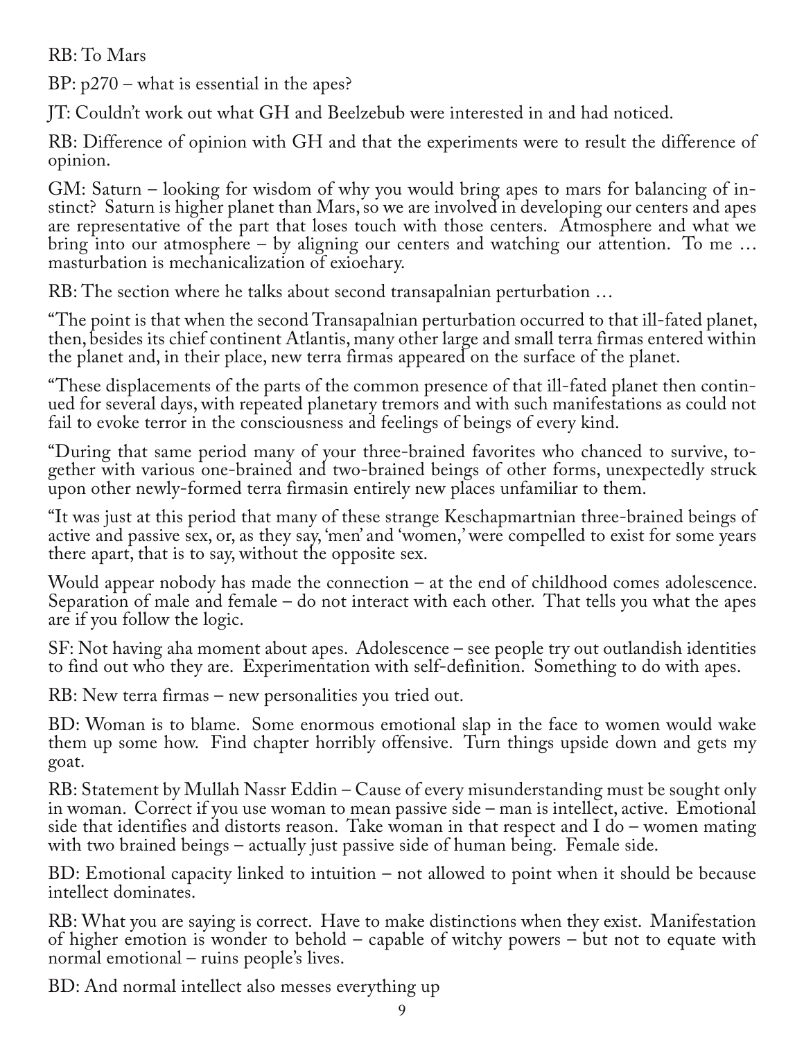RB: To Mars

BP: p270 – what is essential in the apes?

JT: Couldn't work out what GH and Beelzebub were interested in and had noticed.

RB: Difference of opinion with GH and that the experiments were to result the difference of opinion.

GM: Saturn – looking for wisdom of why you would bring apes to mars for balancing of instinct? Saturn is higher planet than Mars, so we are involved in developing our centers and apes are representative of the part that loses touch with those centers. Atmosphere and what we bring into our atmosphere – by aligning our centers and watching our attention. To me … masturbation is mechanicalization of exioehary.

RB: The section where he talks about second transapalnian perturbation …

"The point is that when the second Transapalnian perturbation occurred to that ill-fated planet, then, besides its chief continent Atlantis, many other large and small terra firmas entered within the planet and, in their place, new terra firmas appeared on the surface of the planet.

"These displacements of the parts of the common presence of that ill-fated planet then continued for several days, with repeated planetary tremors and with such manifestations as could not fail to evoke terror in the consciousness and feelings of beings of every kind.

"During that same period many of your three-brained favorites who chanced to survive, together with various one-brained and two-brained beings of other forms, unexpectedly struck upon other newly-formed terra firmasin entirely new places unfamiliar to them.

"It was just at this period that many of these strange Keschapmartnian three-brained beings of active and passive sex, or, as they say, 'men' and 'women,' were compelled to exist for some years there apart, that is to say, without the opposite sex.

Would appear nobody has made the connection – at the end of childhood comes adolescence. Separation of male and female – do not interact with each other. That tells you what the apes are if you follow the logic.

SF: Not having aha moment about apes. Adolescence – see people try out outlandish identities to find out who they are. Experimentation with self-definition. Something to do with apes.

RB: New terra firmas – new personalities you tried out.

BD: Woman is to blame. Some enormous emotional slap in the face to women would wake them up some how. Find chapter horribly offensive. Turn things upside down and gets my goat.

RB: Statement by Mullah Nassr Eddin – Cause of every misunderstanding must be sought only in woman. Correct if you use woman to mean passive side – man is intellect, active. Emotional side that identifies and distorts reason. Take woman in that respect and I do – women mating with two brained beings – actually just passive side of human being. Female side.

BD: Emotional capacity linked to intuition – not allowed to point when it should be because intellect dominates.

RB: What you are saying is correct. Have to make distinctions when they exist. Manifestation of higher emotion is wonder to behold – capable of witchy powers – but not to equate with normal emotional – ruins people's lives.

BD: And normal intellect also messes everything up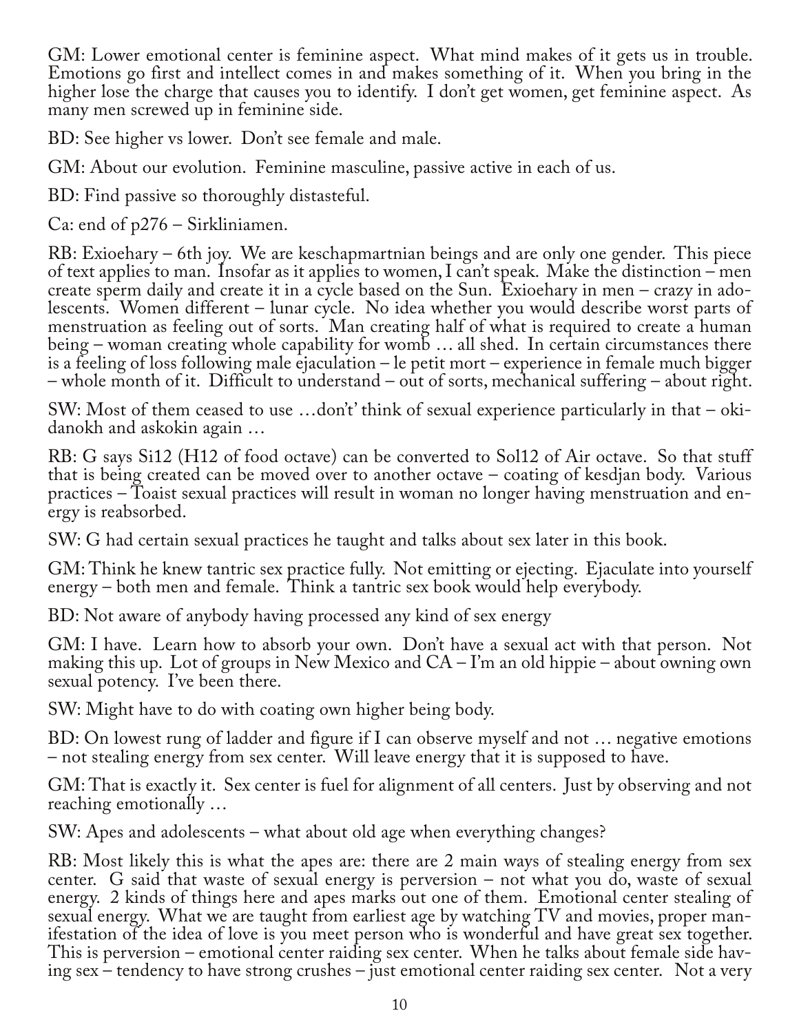GM: Lower emotional center is feminine aspect. What mind makes of it gets us in trouble. Emotions go first and intellect comes in and makes something of it. When you bring in the higher lose the charge that causes you to identify. I don't get women, get feminine aspect. As many men screwed up in feminine side.

BD: See higher vs lower. Don't see female and male.

GM: About our evolution. Feminine masculine, passive active in each of us.

BD: Find passive so thoroughly distasteful.

Ca: end of p276 – Sirkliniamen.

RB: Exioehary – 6th joy. We are keschapmartnian beings and are only one gender. This piece of text applies to man. Insofar as it applies to women, I can't speak. Make the distinction – men create sperm daily and create it in a cycle based on the Sun. Exioehary in men – crazy in adolescents. Women different – lunar cycle. No idea whether you would describe worst parts of menstruation as feeling out of sorts. Man creating half of what is required to create a human being – woman creating whole capability for womb … all shed. In certain circumstances there is a feeling of loss following male ejaculation – le petit mort – experience in female much bigger – whole month of it. Difficult to understand – out of sorts, mechanical suffering – about right.

SW: Most of them ceased to use …don't' think of sexual experience particularly in that – okidanokh and askokin again …

RB: G says Si12 (H12 of food octave) can be converted to Sol12 of Air octave. So that stuff that is being created can be moved over to another octave – coating of kesdjan body. Various practices – Toaist sexual practices will result in woman no longer having menstruation and energy is reabsorbed.

SW: G had certain sexual practices he taught and talks about sex later in this book.

GM: Think he knew tantric sex practice fully. Not emitting or ejecting. Ejaculate into yourself energy – both men and female. Think a tantric sex book would help everybody.

BD: Not aware of anybody having processed any kind of sex energy

GM: I have. Learn how to absorb your own. Don't have a sexual act with that person. Not making this up. Lot of groups in New Mexico and CA – I'm an old hippie – about owning own sexual potency. I've been there.

SW: Might have to do with coating own higher being body.

BD: On lowest rung of ladder and figure if I can observe myself and not … negative emotions – not stealing energy from sex center. Will leave energy that it is supposed to have.

GM: That is exactly it. Sex center is fuel for alignment of all centers. Just by observing and not reaching emotionally …

SW: Apes and adolescents – what about old age when everything changes?

RB: Most likely this is what the apes are: there are 2 main ways of stealing energy from sex center. G said that waste of sexual energy is perversion – not what you do, waste of sexual energy. 2 kinds of things here and apes marks out one of them. Emotional center stealing of sexual energy. What we are taught from earliest age by watching TV and movies, proper manifestation of the idea of love is you meet person who is wonderful and have great sex together. This is perversion – emotional center raiding sex center. When he talks about female side having sex – tendency to have strong crushes – just emotional center raiding sex center. Not a very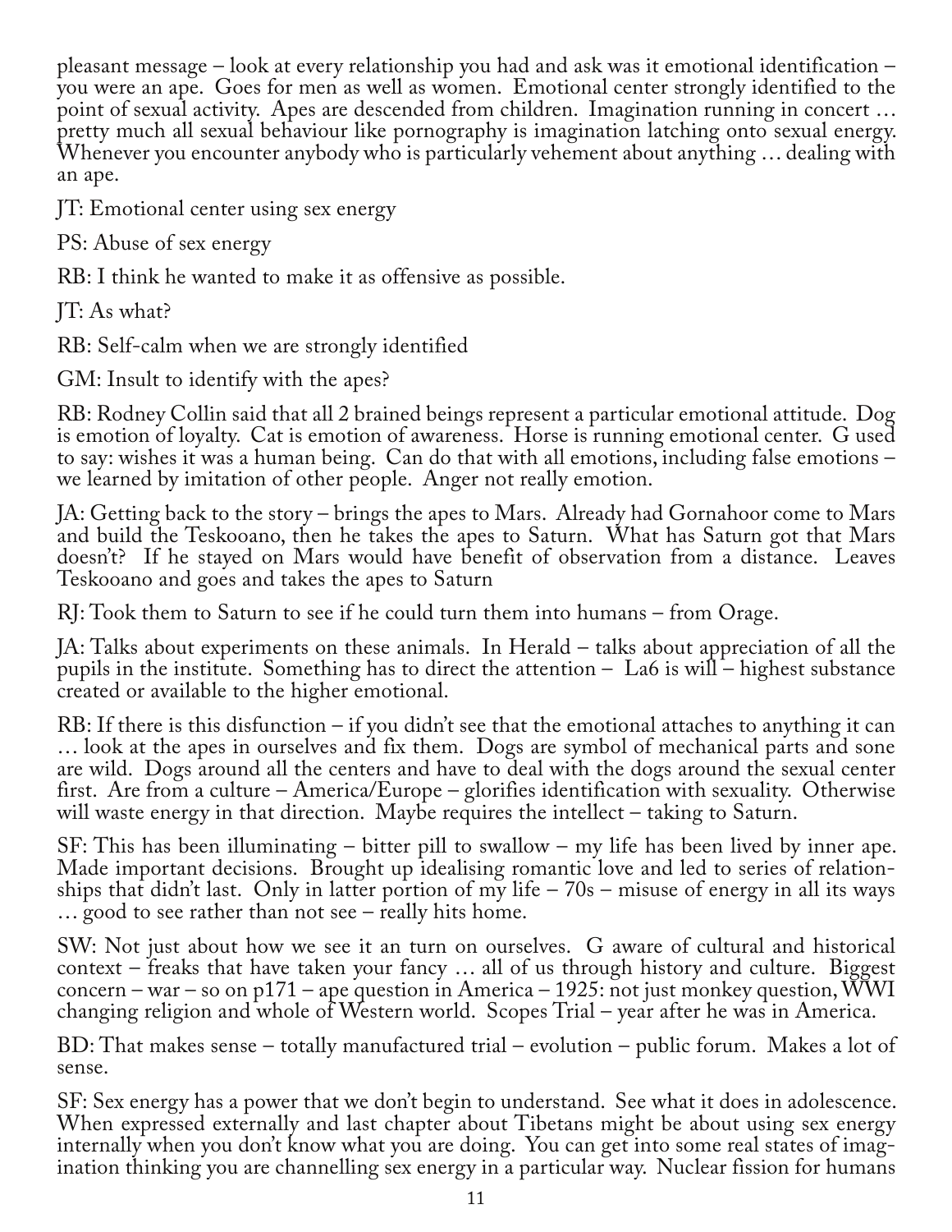pleasant message – look at every relationship you had and ask was it emotional identification – you were an ape. Goes for men as well as women. Emotional center strongly identified to the point of sexual activity. Apes are descended from children. Imagination running in concert … pretty much all sexual behaviour like pornography is imagination latching onto sexual energy. Whenever you encounter anybody who is particularly vehement about anything … dealing with an ape.

JT: Emotional center using sex energy

PS: Abuse of sex energy

RB: I think he wanted to make it as offensive as possible.

JT: As what?

RB: Self-calm when we are strongly identified

GM: Insult to identify with the apes?

RB: Rodney Collin said that all 2 brained beings represent a particular emotional attitude. Dog is emotion of loyalty. Cat is emotion of awareness. Horse is running emotional center. G used to say: wishes it was a human being. Can do that with all emotions, including false emotions – we learned by imitation of other people. Anger not really emotion.

JA: Getting back to the story – brings the apes to Mars. Already had Gornahoor come to Mars and build the Teskooano, then he takes the apes to Saturn. What has Saturn got that Mars doesn't? If he stayed on Mars would have benefit of observation from a distance. Leaves Teskooano and goes and takes the apes to Saturn

RJ: Took them to Saturn to see if he could turn them into humans – from Orage.

JA: Talks about experiments on these animals. In Herald – talks about appreciation of all the pupils in the institute. Something has to direct the attention – La6 is will – highest substance created or available to the higher emotional.

RB: If there is this disfunction – if you didn't see that the emotional attaches to anything it can … look at the apes in ourselves and fix them. Dogs are symbol of mechanical parts and sone are wild. Dogs around all the centers and have to deal with the dogs around the sexual center first. Are from a culture – America/Europe – glorifies identification with sexuality. Otherwise will waste energy in that direction. Maybe requires the intellect – taking to Saturn.

SF: This has been illuminating – bitter pill to swallow – my life has been lived by inner ape. Made important decisions. Brought up idealising romantic love and led to series of relationships that didn't last. Only in latter portion of my life – 70s – misuse of energy in all its ways … good to see rather than not see – really hits home.

SW: Not just about how we see it an turn on ourselves. G aware of cultural and historical context – freaks that have taken your fancy … all of us through history and culture. Biggest concern – war – so on p171 – ape question in America – 1925: not just monkey question, WWI changing religion and whole of Western world. Scopes Trial – year after he was in America.

BD: That makes sense – totally manufactured trial – evolution – public forum. Makes a lot of sense.

SF: Sex energy has a power that we don't begin to understand. See what it does in adolescence. When expressed externally and last chapter about Tibetans might be about using sex energy internally when you don't know what you are doing. You can get into some real states of imagination thinking you are channelling sex energy in a particular way. Nuclear fission for humans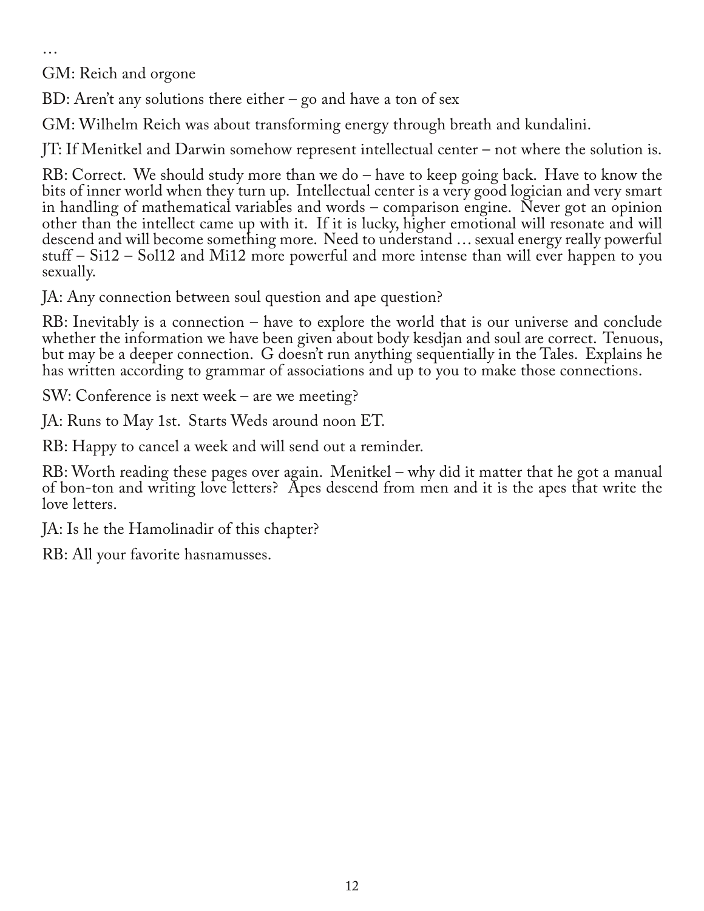…

GM: Reich and orgone

BD: Aren't any solutions there either – go and have a ton of sex

GM: Wilhelm Reich was about transforming energy through breath and kundalini.

JT: If Menitkel and Darwin somehow represent intellectual center – not where the solution is.

RB: Correct. We should study more than we do – have to keep going back. Have to know the bits of inner world when they turn up. Intellectual center is a very good logician and very smart in handling of mathematical variables and words – comparison engine. Never got an opinion other than the intellect came up with it. If it is lucky, higher emotional will resonate and will descend and will become something more. Need to understand … sexual energy really powerful stuff – Si12 – Sol12 and Mi12 more powerful and more intense than will ever happen to you sexually.

JA: Any connection between soul question and ape question?

RB: Inevitably is a connection – have to explore the world that is our universe and conclude whether the information we have been given about body kesdjan and soul are correct. Tenuous, but may be a deeper connection. G doesn't run anything sequentially in the Tales. Explains he has written according to grammar of associations and up to you to make those connections.

SW: Conference is next week – are we meeting?

JA: Runs to May 1st. Starts Weds around noon ET.

RB: Happy to cancel a week and will send out a reminder.

RB: Worth reading these pages over again. Menitkel – why did it matter that he got a manual of bon-ton and writing love letters? Apes descend from men and it is the apes that write the love letters.

JA: Is he the Hamolinadir of this chapter?

RB: All your favorite hasnamusses.